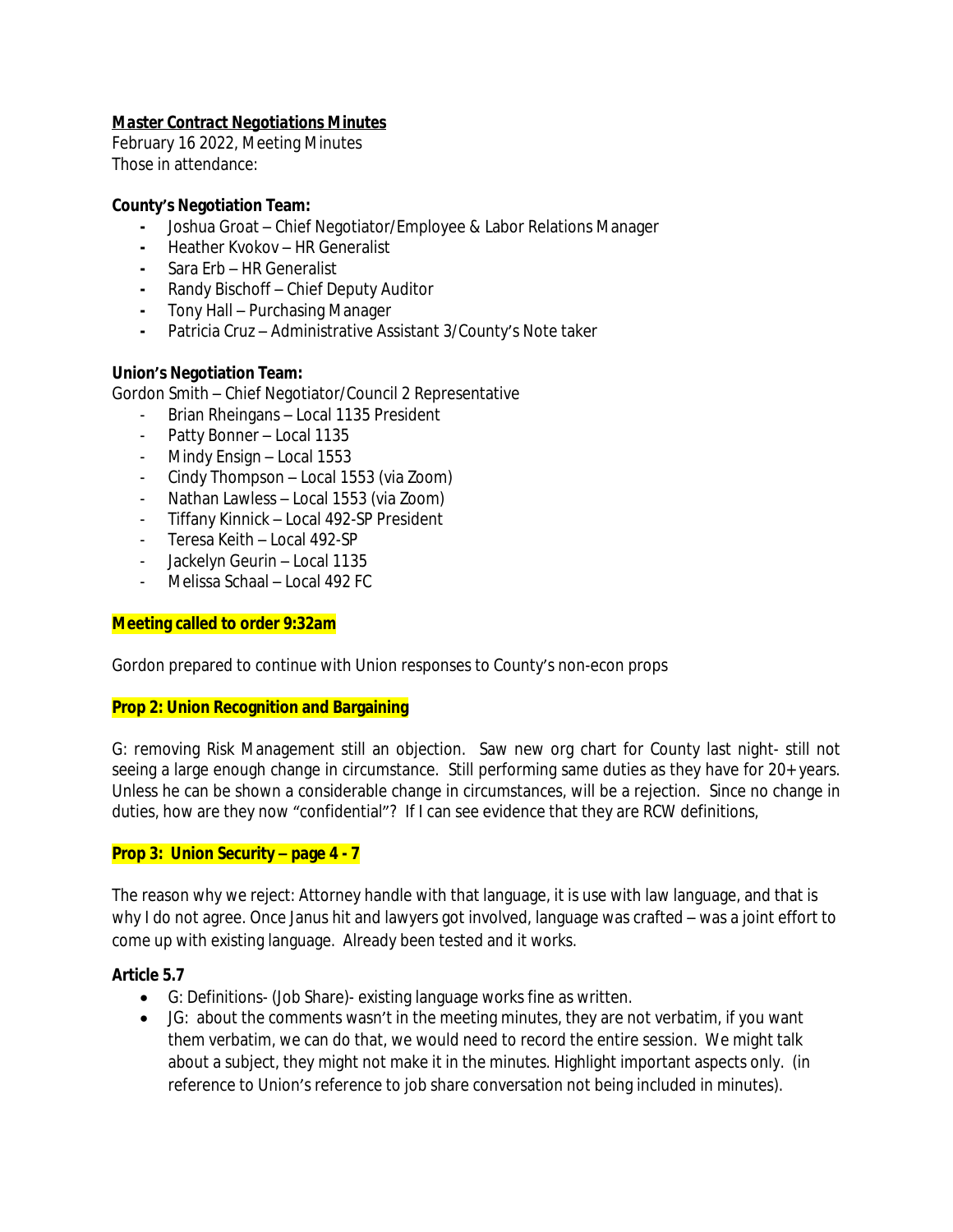**_Master Contract Negotiations Minutes_**

February 16 2022, Meeting Minutes

Those in attendance:

**County's Negotiation Team:**

- Joshua Groat – Chief Negotiator/Employee & Labor Relations Manager
- Heather Kvokov – HR Generalist
- Sara Erb – HR Generalist
- Randy Bischoff – Chief Deputy Auditor
- Tony Hall – Purchasing Manager
- Patricia Cruz – Administrative Assistant 3/County's Note taker

**Union's Negotiation Team:**

Gordon Smith – Chief Negotiator/Council 2 Representative

- Brian Rheingans – Local 1135 President
- Patty Bonner – Local 1135
- Mindy Ensign – Local 1553
- Cindy Thompson – Local 1553 (via Zoom)
- Nathan Lawless – Local 1553 (via Zoom)
- Tiffany Kinnick – Local 492-SP President
- Teresa Keith – Local 492-SP
- Jackelyn Geurin – Local 1135
- Melissa Schaal – Local 492 FC

**Meeting called to order 9:32am**

Gordon prepared to continue with Union responses to County's non-econ props

**Prop 2: Union Recognition and Bargaining**

G: removing Risk Management still an objection. Saw new org chart for County last night- still not seeing a large enough change in circumstance. Still performing same duties as they have for 20+ years. Unless he can be shown a considerable change in circumstances, will be a rejection. Since no change in duties, how are they now "confidential"? If I can see evidence that they are RCW definitions,

**Prop 3: Union Security – page 4 - 7**

The reason why we reject: Attorney handle with that language, it is use with law language, and that is why I do not agree. Once Janus hit and lawyers got involved, language was crafted – was a joint effort to come up with existing language. Already been tested and it works.

**Article 5.7**

- G: Definitions- (Job Share)- existing language works fine as written.
- JG: about the comments wasn't in the meeting minutes, they are not verbatim, if you want them verbatim, we can do that, we would need to record the entire session. We might talk about a subject, they might not make it in the minutes. Highlight important aspects only. (in reference to Union's reference to job share conversation not being included in minutes).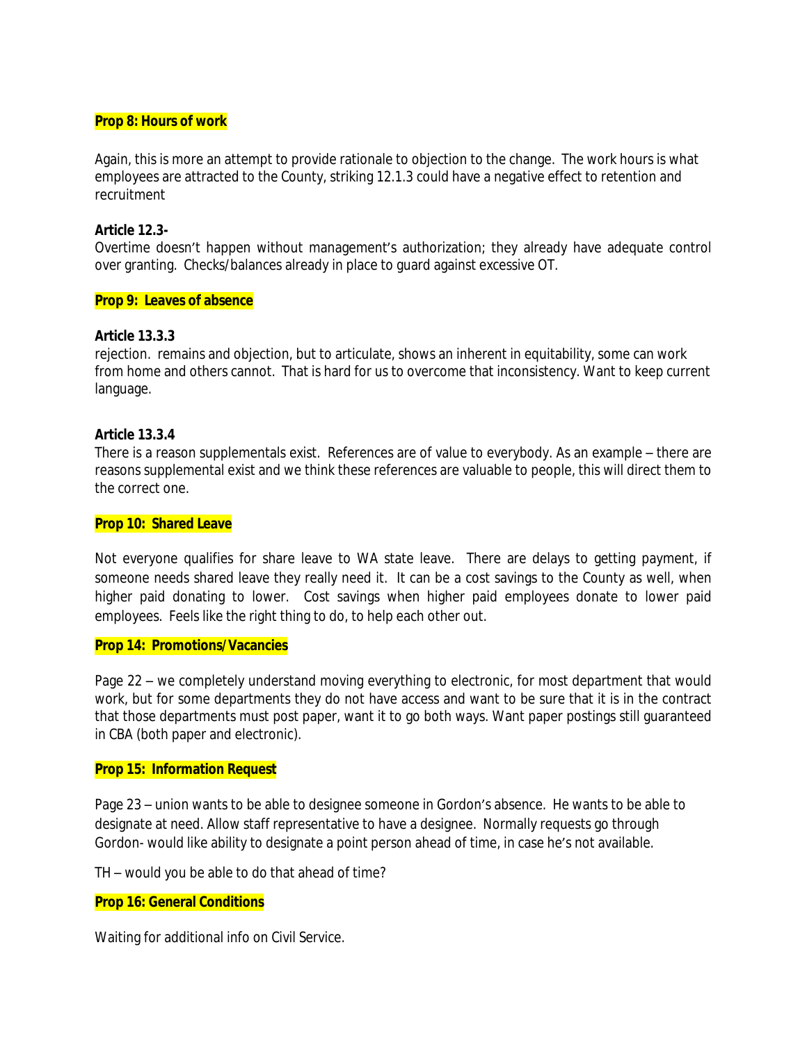**Prop 8: Hours of work**

Again, this is more an attempt to provide rationale to objection to the change. The work hours is what employees are attracted to the County, striking 12.1.3 could have a negative effect to retention and recruitment

**Article 12.3-**
Overtime doesn't happen without management's authorization; they already have adequate control over granting. Checks/balances already in place to guard against excessive OT.

**Prop 9: Leaves of absence**

**Article 13.3.3**
rejection. remains and objection, but to articulate, shows an inherent in equitability, some can work from home and others cannot. That is hard for us to overcome that inconsistency. Want to keep current language.

**Article 13.3.4**
There is a reason supplementals exist. References are of value to everybody. As an example – there are reasons supplemental exist and we think these references are valuable to people, this will direct them to the correct one.

**Prop 10: Shared Leave**

Not everyone qualifies for share leave to WA state leave. There are delays to getting payment, if someone needs shared leave they really need it. It can be a cost savings to the County as well, when higher paid donating to lower. Cost savings when higher paid employees donate to lower paid employees. Feels like the right thing to do, to help each other out.

**Prop 14: Promotions/Vacancies**

Page 22 – we completely understand moving everything to electronic, for most department that would work, but for some departments they do not have access and want to be sure that it is in the contract that those departments must post paper, want it to go both ways. Want paper postings still guaranteed in CBA (both paper and electronic).

**Prop 15: Information Request**

Page 23 – union wants to be able to designee someone in Gordon's absence. He wants to be able to designate at need. Allow staff representative to have a designee. Normally requests go through Gordon- would like ability to designate a point person ahead of time, in case he's not available.

TH – would you be able to do that ahead of time?

**Prop 16: General Conditions**

Waiting for additional info on Civil Service.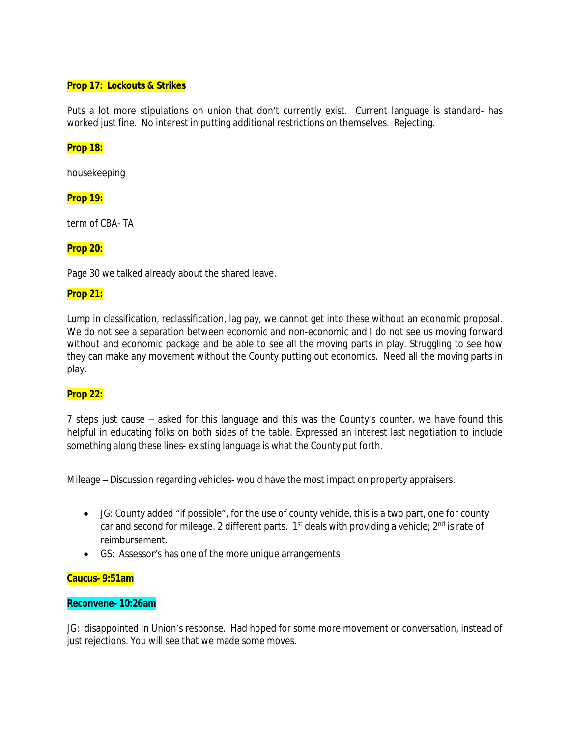**Prop 17: Lockouts & Strikes**

Puts a lot more stipulations on union that don't currently exist. Current language is standard- has worked just fine. No interest in putting additional restrictions on themselves. Rejecting.

**Prop 18:**

housekeeping

**Prop 19:**

term of CBA- TA

**Prop 20:**

Page 30 we talked already about the shared leave.

**Prop 21:**

Lump in classification, reclassification, lag pay, we cannot get into these without an economic proposal. We do not see a separation between economic and non-economic and I do not see us moving forward without and economic package and be able to see all the moving parts in play. Struggling to see how they can make any movement without the County putting out economics. Need all the moving parts in play.

**Prop 22:**

7 steps just cause – asked for this language and this was the County's counter, we have found this helpful in educating folks on both sides of the table. Expressed an interest last negotiation to include something along these lines- existing language is what the County put forth.

Mileage – Discussion regarding vehicles- would have the most impact on property appraisers.

- JG: County added "if possible", for the use of county vehicle, this is a two part, one for county car and second for mileage. 2 different parts. 1st deals with providing a vehicle; 2nd is rate of reimbursement.
- GS: Assessor's has one of the more unique arrangements

**Caucus- 9:51am**

**Reconvene- 10:26am**

JG: disappointed in Union's response. Had hoped for some more movement or conversation, instead of just rejections. You will see that we made some moves.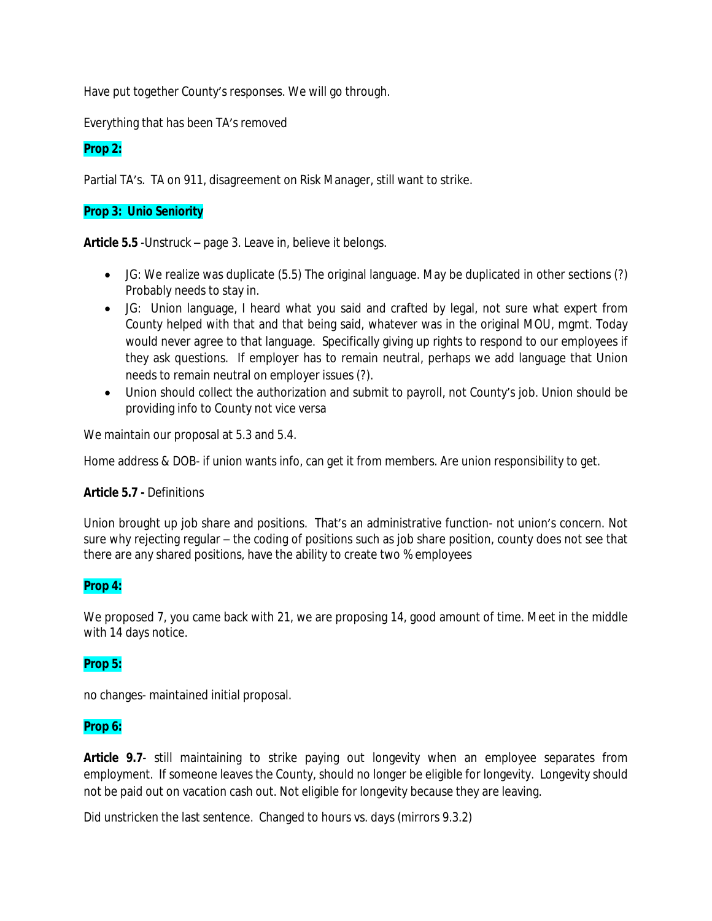Have put together County's responses. We will go through.

Everything that has been TA's removed

**Prop 2:**

Partial TA's. TA on 911, disagreement on Risk Manager, still want to strike.

**Prop 3: Unio Seniority**

**Article 5.5** -Unstruck – page 3. Leave in, believe it belongs.

- JG: We realize was duplicate (5.5) The original language. May be duplicated in other sections (?) Probably needs to stay in.
- JG: Union language, I heard what you said and crafted by legal, not sure what expert from County helped with that and that being said, whatever was in the original MOU, mgmt. Today would never agree to that language. Specifically giving up rights to respond to our employees if they ask questions. If employer has to remain neutral, perhaps we add language that Union needs to remain neutral on employer issues (?).
- Union should collect the authorization and submit to payroll, not County's job. Union should be providing info to County not vice versa

We maintain our proposal at 5.3 and 5.4.

Home address & DOB- if union wants info, can get it from members. Are union responsibility to get.

**Article 5.7 -** Definitions

Union brought up job share and positions. That's an administrative function- not union's concern. Not sure why rejecting regular – the coding of positions such as job share position, county does not see that there are any shared positions, have the ability to create two % employees

**Prop 4:**

We proposed 7, you came back with 21, we are proposing 14, good amount of time. Meet in the middle with 14 days notice.

**Prop 5:**

no changes- maintained initial proposal.

**Prop 6:**

**Article 9.7**- still maintaining to strike paying out longevity when an employee separates from employment. If someone leaves the County, should no longer be eligible for longevity. Longevity should not be paid out on vacation cash out. Not eligible for longevity because they are leaving.

Did unstricken the last sentence. Changed to hours vs. days (mirrors 9.3.2)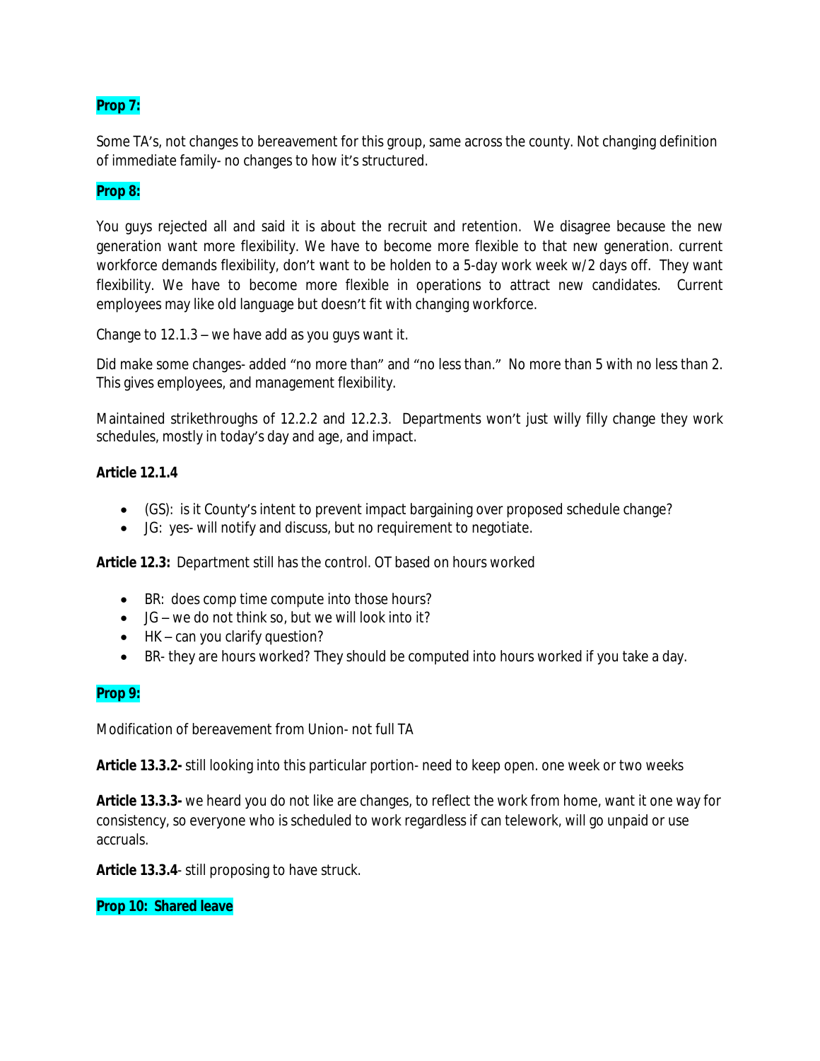**Prop 7:**

Some TA's, not changes to bereavement for this group, same across the county. Not changing definition of immediate family- no changes to how it's structured.

**Prop 8:**

You guys rejected all and said it is about the recruit and retention. We disagree because the new generation want more flexibility. We have to become more flexible to that new generation. current workforce demands flexibility, don't want to be holden to a 5-day work week w/2 days off. They want flexibility. We have to become more flexible in operations to attract new candidates. Current employees may like old language but doesn't fit with changing workforce.

Change to 12.1.3 – we have add as you guys want it.

Did make some changes- added "no more than" and "no less than." No more than 5 with no less than 2. This gives employees, and management flexibility.

Maintained strikethroughs of 12.2.2 and 12.2.3. Departments won't just willy filly change they work schedules, mostly in today's day and age, and impact.

**Article 12.1.4**

- (GS): is it County's intent to prevent impact bargaining over proposed schedule change?
- JG: yes- will notify and discuss, but no requirement to negotiate.

**Article 12.3:** Department still has the control. OT based on hours worked

- BR: does comp time compute into those hours?
- JG – we do not think so, but we will look into it?
- HK – can you clarify question?
- BR- they are hours worked? They should be computed into hours worked if you take a day.

**Prop 9:**

Modification of bereavement from Union- not full TA

**Article 13.3.2-** still looking into this particular portion- need to keep open. one week or two weeks

**Article 13.3.3-** we heard you do not like are changes, to reflect the work from home, want it one way for consistency, so everyone who is scheduled to work regardless if can telework, will go unpaid or use accruals.

**Article 13.3.4**- still proposing to have struck.

**Prop 10: Shared leave**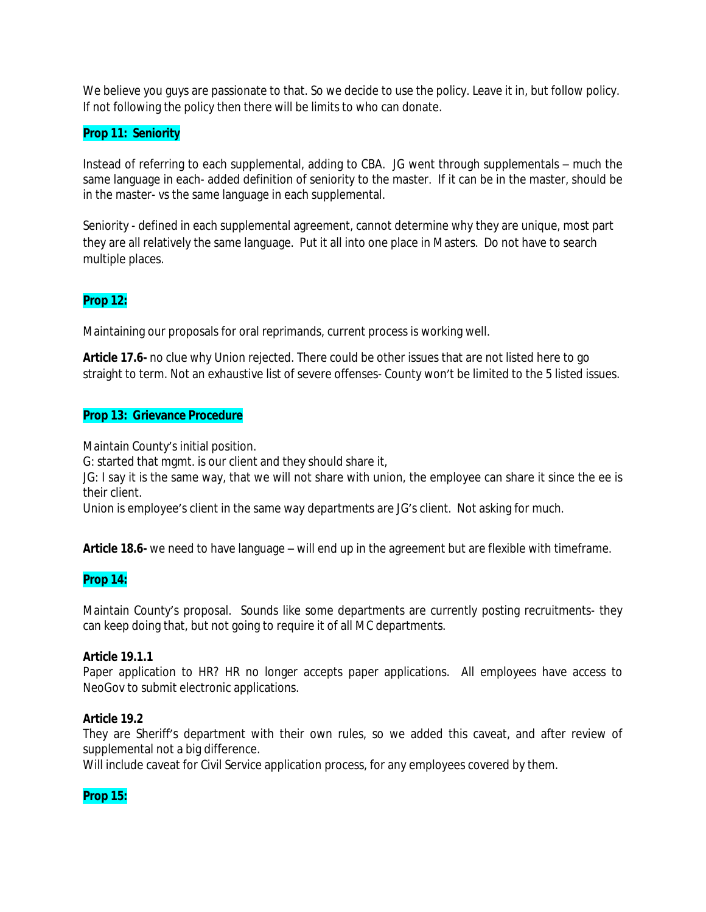We believe you guys are passionate to that. So we decide to use the policy. Leave it in, but follow policy. If not following the policy then there will be limits to who can donate.

**Prop 11: Seniority**

Instead of referring to each supplemental, adding to CBA. JG went through supplementals – much the same language in each- added definition of seniority to the master. If it can be in the master, should be in the master- vs the same language in each supplemental.

Seniority - defined in each supplemental agreement, cannot determine why they are unique, most part they are all relatively the same language. Put it all into one place in Masters. Do not have to search multiple places.

**Prop 12:**

Maintaining our proposals for oral reprimands, current process is working well.

**Article 17.6-** no clue why Union rejected. There could be other issues that are not listed here to go straight to term. Not an exhaustive list of severe offenses- County won't be limited to the 5 listed issues.

**Prop 13: Grievance Procedure**

Maintain County's initial position.
G: started that mgmt. is our client and they should share it,
JG: I say it is the same way, that we will not share with union, the employee can share it since the ee is their client.
Union is employee's client in the same way departments are JG's client. Not asking for much.

**Article 18.6-** we need to have language – will end up in the agreement but are flexible with timeframe.

**Prop 14:**

Maintain County's proposal. Sounds like some departments are currently posting recruitments- they can keep doing that, but not going to require it of all MC departments.

**Article 19.1.1**
Paper application to HR? HR no longer accepts paper applications. All employees have access to NeoGov to submit electronic applications.

**Article 19.2**
They are Sheriff's department with their own rules, so we added this caveat, and after review of supplemental not a big difference.
Will include caveat for Civil Service application process, for any employees covered by them.

**Prop 15:**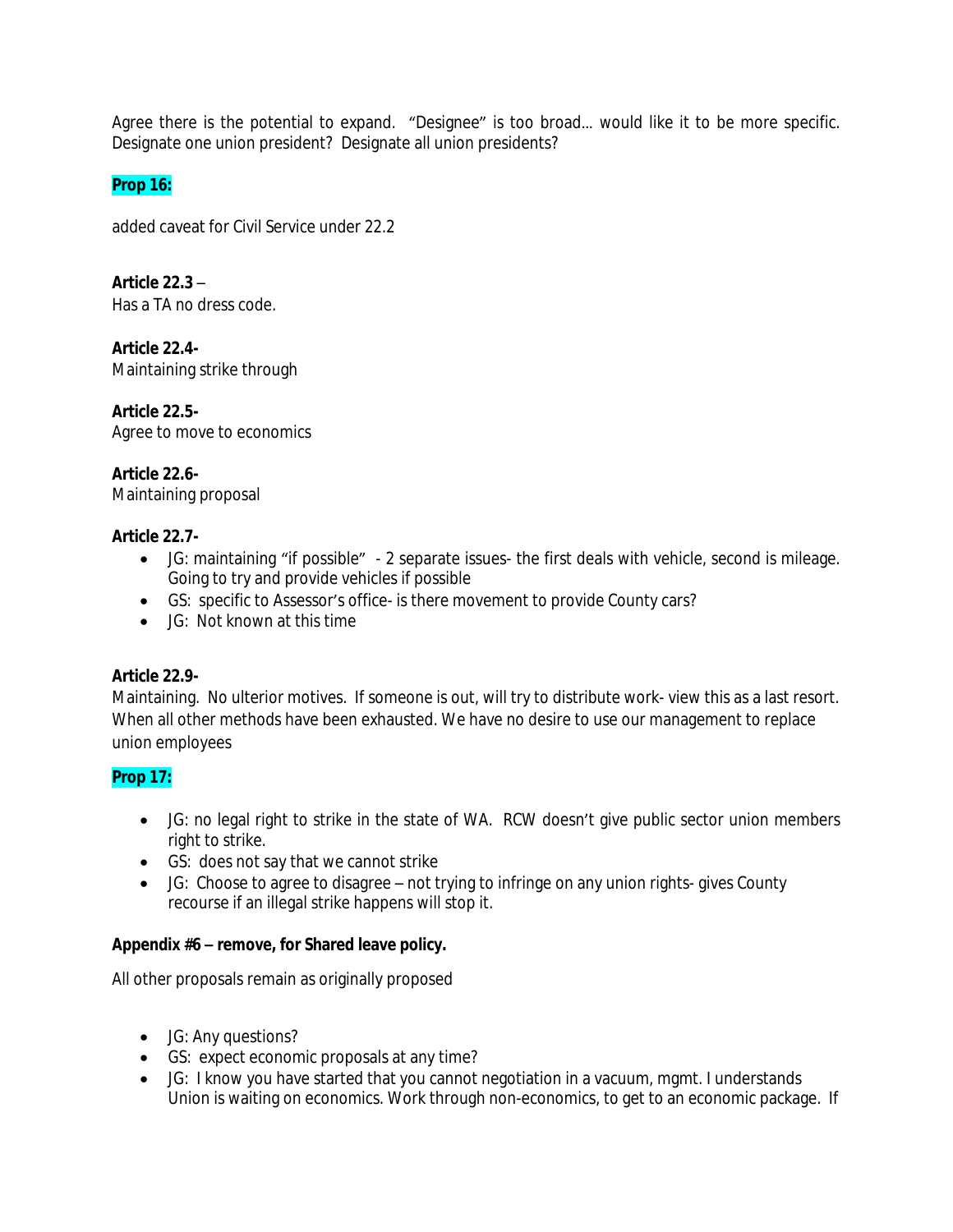Agree there is the potential to expand. "Designee" is too broad… would like it to be more specific. Designate one union president? Designate all union presidents?

**Prop 16:**

added caveat for Civil Service under 22.2

**Article 22.3** –
Has a TA no dress code.

**Article 22.4-**
Maintaining strike through

**Article 22.5-**
Agree to move to economics

**Article 22.6-**
Maintaining proposal

**Article 22.7-**

- JG: maintaining "if possible" - 2 separate issues- the first deals with vehicle, second is mileage. Going to try and provide vehicles if possible
- GS: specific to Assessor's office- is there movement to provide County cars?
- JG: Not known at this time

**Article 22.9-**
Maintaining. No ulterior motives. If someone is out, will try to distribute work- view this as a last resort. When all other methods have been exhausted. We have no desire to use our management to replace union employees

**Prop 17:**

- JG: no legal right to strike in the state of WA. RCW doesn't give public sector union members right to strike.
- GS: does not say that we cannot strike
- JG: Choose to agree to disagree – not trying to infringe on any union rights- gives County recourse if an illegal strike happens will stop it.

**Appendix #6 – remove, for Shared leave policy.**

All other proposals remain as originally proposed

- JG: Any questions?
- GS: expect economic proposals at any time?
- JG: I know you have started that you cannot negotiation in a vacuum, mgmt. I understands Union is waiting on economics. Work through non-economics, to get to an economic package. If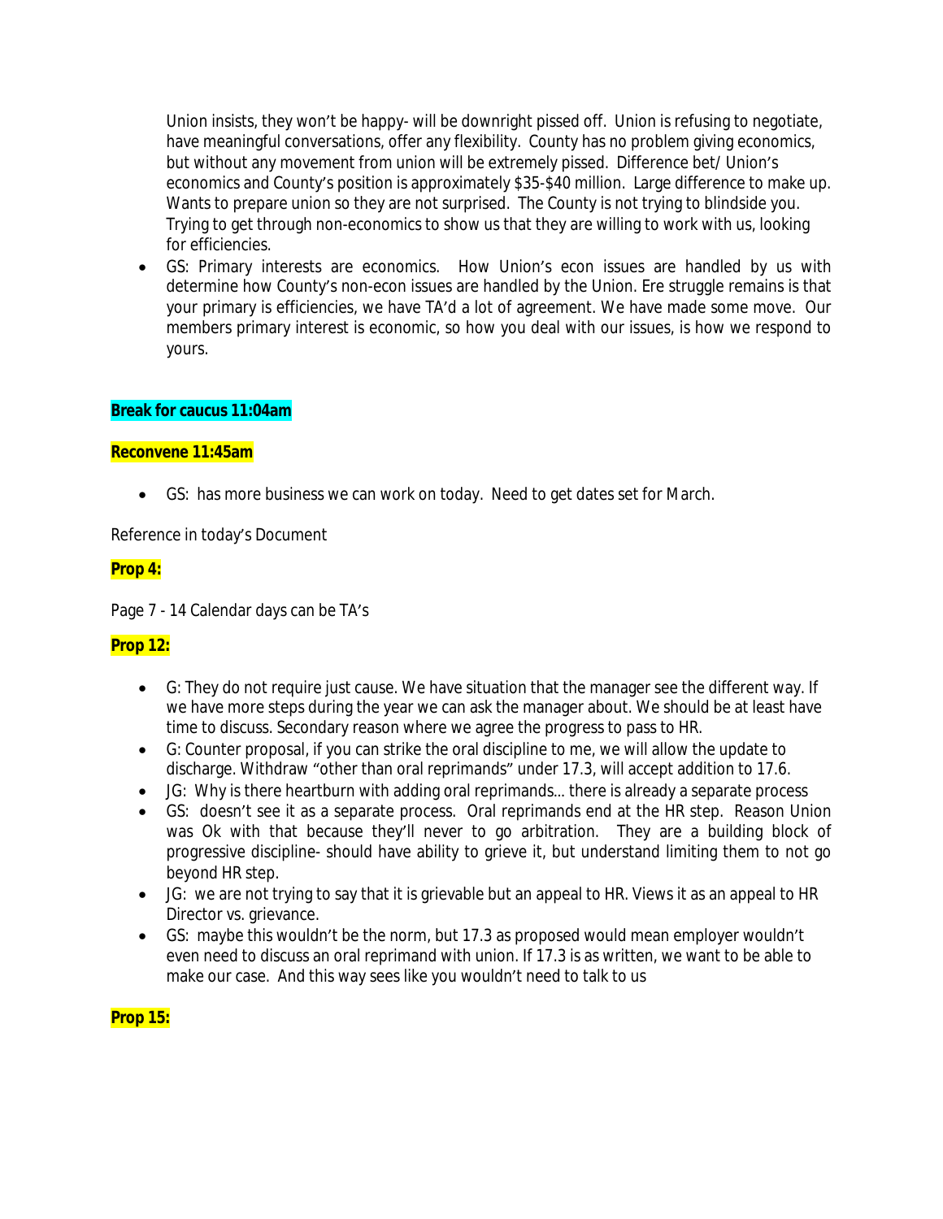Union insists, they won't be happy- will be downright pissed off. Union is refusing to negotiate, have meaningful conversations, offer any flexibility. County has no problem giving economics, but without any movement from union will be extremely pissed. Difference bet/ Union's economics and County's position is approximately $35-$40 million. Large difference to make up. Wants to prepare union so they are not surprised. The County is not trying to blindside you. Trying to get through non-economics to show us that they are willing to work with us, looking for efficiencies.

- GS: Primary interests are economics. How Union's econ issues are handled by us with determine how County's non-econ issues are handled by the Union. Ere struggle remains is that your primary is efficiencies, we have TA'd a lot of agreement. We have made some move. Our members primary interest is economic, so how you deal with our issues, is how we respond to yours.

**Break for caucus 11:04am**

**Reconvene 11:45am**

- GS: has more business we can work on today. Need to get dates set for March.

Reference in today's Document

**Prop 4:**

Page 7 - 14 Calendar days can be TA's

**Prop 12:**

- G: They do not require just cause. We have situation that the manager see the different way. If we have more steps during the year we can ask the manager about. We should be at least have time to discuss. Secondary reason where we agree the progress to pass to HR.
- G: Counter proposal, if you can strike the oral discipline to me, we will allow the update to discharge. Withdraw "other than oral reprimands" under 17.3, will accept addition to 17.6.
- JG: Why is there heartburn with adding oral reprimands… there is already a separate process
- GS: doesn't see it as a separate process. Oral reprimands end at the HR step. Reason Union was Ok with that because they'll never to go arbitration. They are a building block of progressive discipline- should have ability to grieve it, but understand limiting them to not go beyond HR step.
- JG: we are not trying to say that it is grievable but an appeal to HR. Views it as an appeal to HR Director vs. grievance.
- GS: maybe this wouldn't be the norm, but 17.3 as proposed would mean employer wouldn't even need to discuss an oral reprimand with union. If 17.3 is as written, we want to be able to make our case. And this way sees like you wouldn't need to talk to us

**Prop 15:**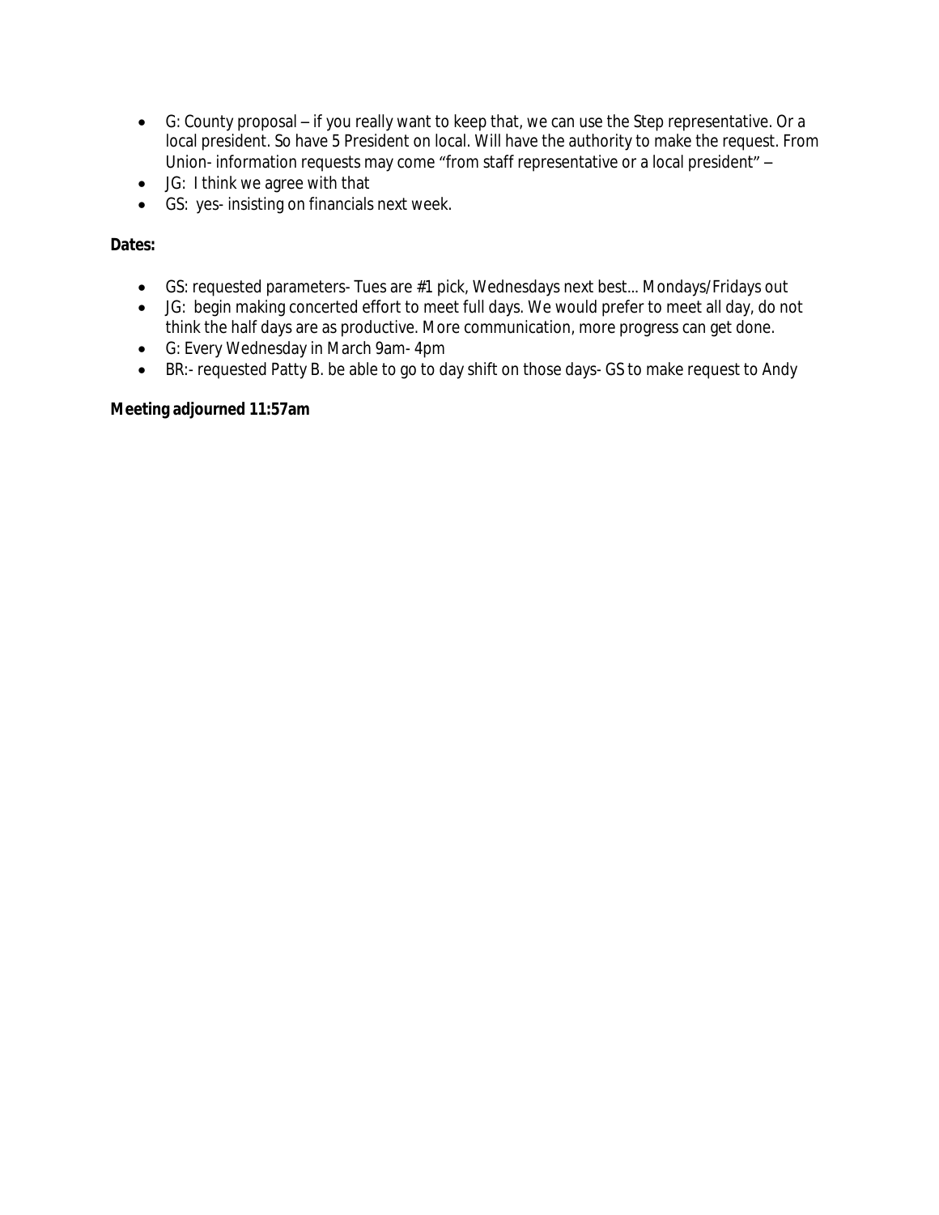- G: County proposal – if you really want to keep that, we can use the Step representative. Or a local president. So have 5 President on local. Will have the authority to make the request. From Union- information requests may come "from staff representative or a local president" –
- JG: I think we agree with that
- GS: yes- insisting on financials next week.

**Dates:**

- GS: requested parameters- Tues are #1 pick, Wednesdays next best… Mondays/Fridays out
- JG: begin making concerted effort to meet full days. We would prefer to meet all day, do not think the half days are as productive. More communication, more progress can get done.
- G: Every Wednesday in March 9am- 4pm
- BR:- requested Patty B. be able to go to day shift on those days- GS to make request to Andy

**Meeting adjourned 11:57am**